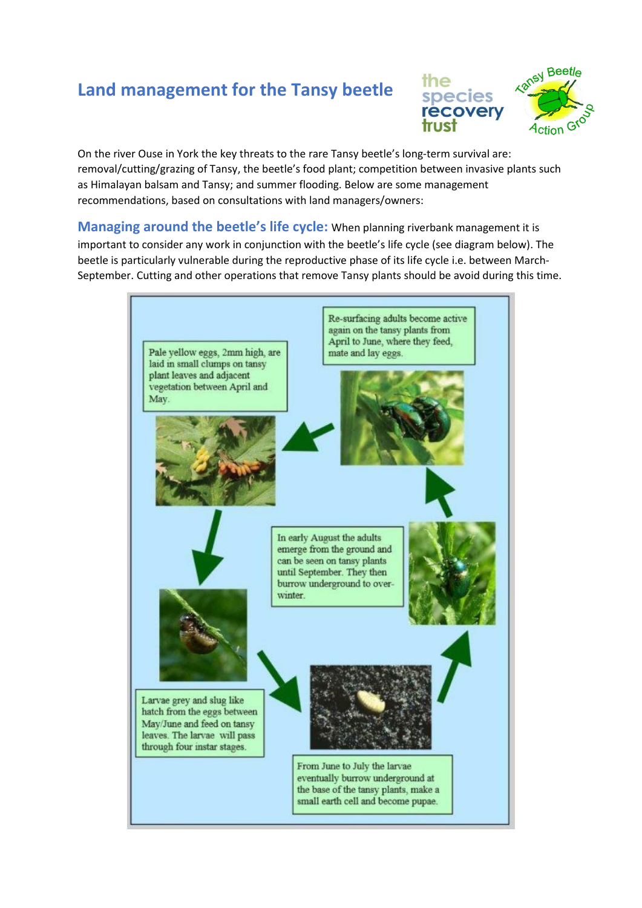# Land management for the Tansy beetle

On the river Ouse in York the key threats to the rare Tansy beetle's long-term survival are: removal/cutting/grazing of Tansy, the beetle's food plant; competition between invasive plants such as Himalayan balsam and Tansy; and summer flooding. Below are some management recommendations, based on consultations with land managers/owners:

**Managing around the beetle's life cycle:** When planning riverbank management it is important to consider any work in conjunction with the beetle's life cycle (see diagram below). The beetle is particularly vulnerable during the reproductive phase of its life cycle i.e. between March-September. Cutting and other operations that remove Tansy plants should be avoid during this time.

Re-surfacing adults become active again on the tansy plants from April to June, where they feed, mate and lay eggs.

Pale yellow eggs, 2mm high, are laid in small clumps on tansy plant leaves and adjacent vegetation between April and May.

Larvae grey and slug like hatch from the eggs between May/June and feed on tansy leaves. The larvae will pass through four instar stages.

From June to July the larvae eventually burrow underground at the base of the tansy plants, make a small earth cell and become pupae.

In early August the adults emerge from the ground and can be seen on tansy plants until September. They then burrow underground to over-winter.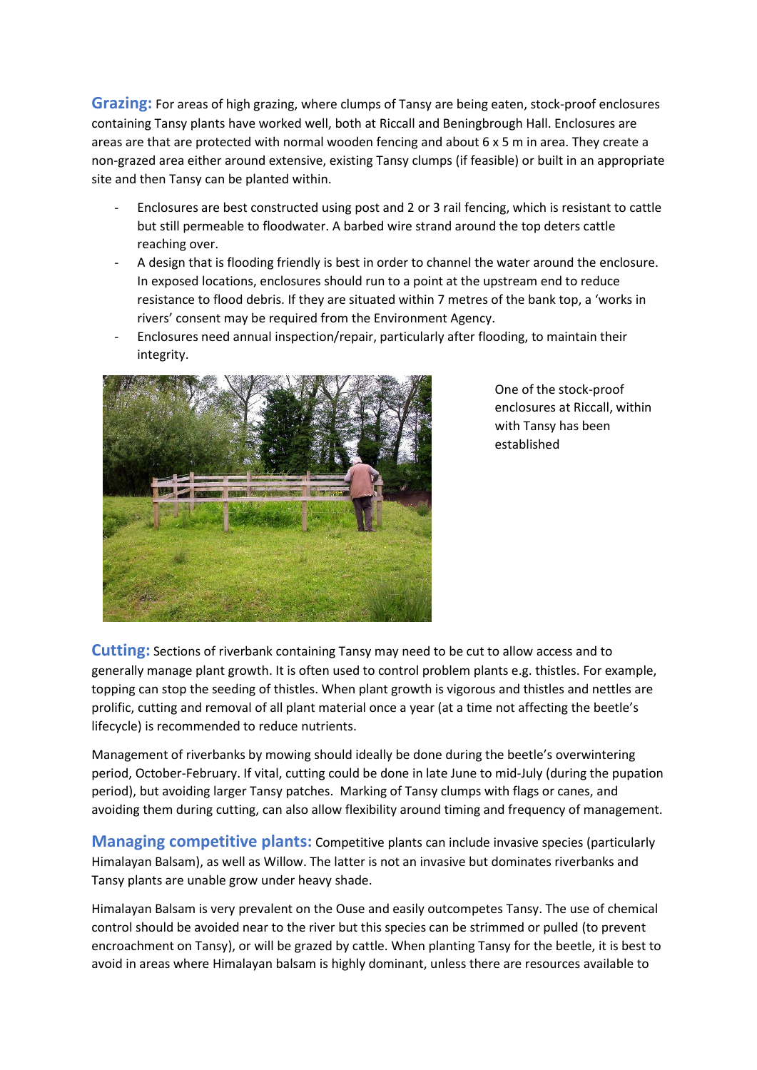**Grazing:** For areas of high grazing, where clumps of Tansy are being eaten, stock-proof enclosures containing Tansy plants have worked well, both at Riccall and Beningbrough Hall. Enclosures are areas are that are protected with normal wooden fencing and about 6 x 5 m in area. They create a non-grazed area either around extensive, existing Tansy clumps (if feasible) or built in an appropriate site and then Tansy can be planted within.

- Enclosures are best constructed using post and 2 or 3 rail fencing, which is resistant to cattle but still permeable to floodwater. A barbed wire strand around the top deters cattle reaching over.
- A design that is flooding friendly is best in order to channel the water around the enclosure. In exposed locations, enclosures should run to a point at the upstream end to reduce resistance to flood debris. If they are situated within 7 metres of the bank top, a 'works in rivers' consent may be required from the Environment Agency.
- Enclosures need annual inspection/repair, particularly after flooding, to maintain their integrity.

One of the stock-proof enclosures at Riccall, within with Tansy has been established

**Cutting:** Sections of riverbank containing Tansy may need to be cut to allow access and to generally manage plant growth. It is often used to control problem plants e.g. thistles. For example, topping can stop the seeding of thistles. When plant growth is vigorous and thistles and nettles are prolific, cutting and removal of all plant material once a year (at a time not affecting the beetle's lifecycle) is recommended to reduce nutrients.

Management of riverbanks by mowing should ideally be done during the beetle's overwintering period, October-February. If vital, cutting could be done in late June to mid-July (during the pupation period), but avoiding larger Tansy patches. Marking of Tansy clumps with flags or canes, and avoiding them during cutting, can also allow flexibility around timing and frequency of management.

**Managing competitive plants:** Competitive plants can include invasive species (particularly Himalayan Balsam), as well as Willow. The latter is not an invasive but dominates riverbanks and Tansy plants are unable grow under heavy shade.

Himalayan Balsam is very prevalent on the Ouse and easily outcompetes Tansy. The use of chemical control should be avoided near to the river but this species can be strimmed or pulled (to prevent encroachment on Tansy), or will be grazed by cattle. When planting Tansy for the beetle, it is best to avoid in areas where Himalayan balsam is highly dominant, unless there are resources available to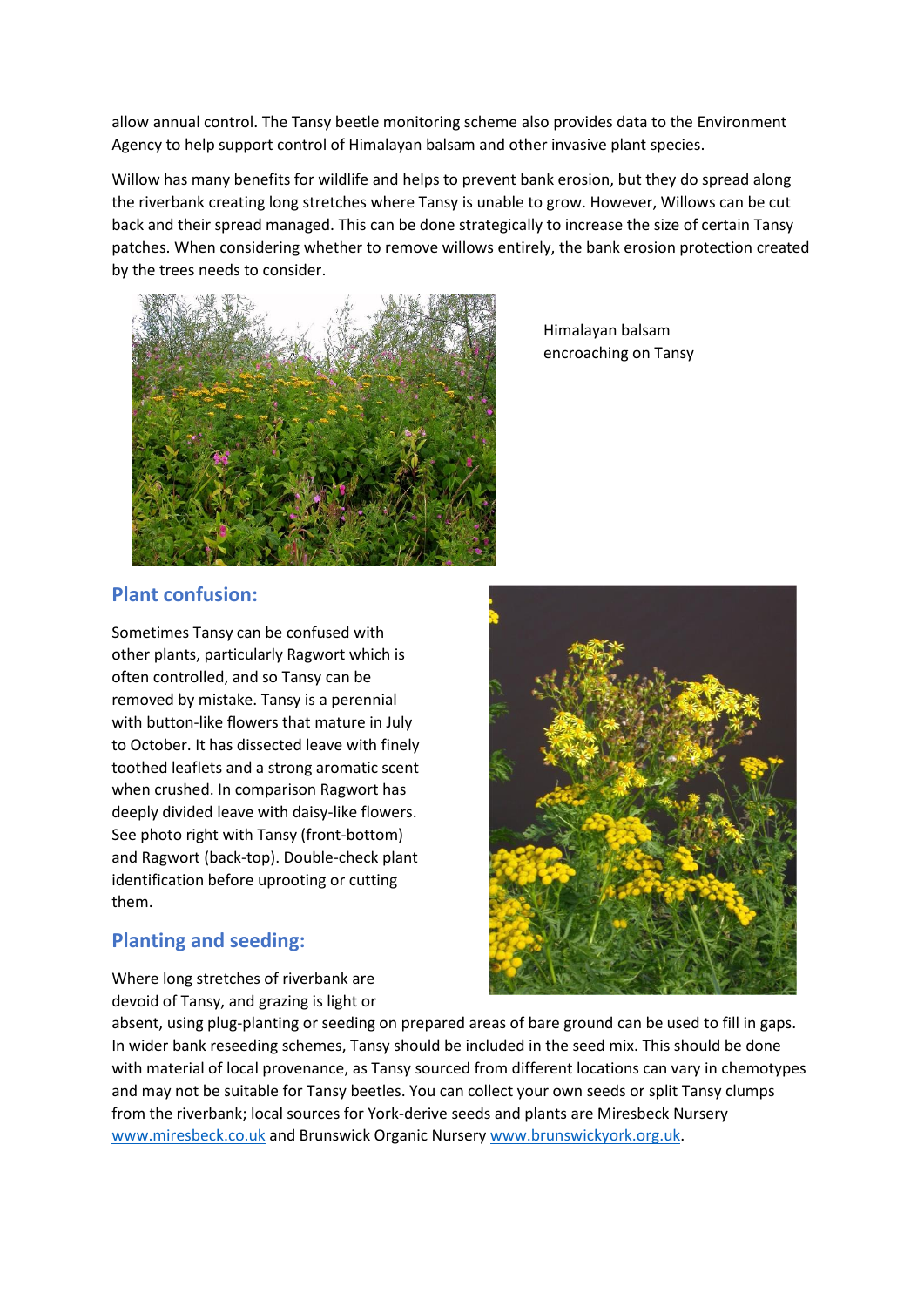allow annual control. The Tansy beetle monitoring scheme also provides data to the Environment Agency to help support control of Himalayan balsam and other invasive plant species.

Willow has many benefits for wildlife and helps to prevent bank erosion, but they do spread along the riverbank creating long stretches where Tansy is unable to grow. However, Willows can be cut back and their spread managed. This can be done strategically to increase the size of certain Tansy patches. When considering whether to remove willows entirely, the bank erosion protection created by the trees needs to consider.

Himalayan balsam encroaching on Tansy

## Plant confusion:

Sometimes Tansy can be confused with other plants, particularly Ragwort which is often controlled, and so Tansy can be removed by mistake. Tansy is a perennial with button-like flowers that mature in July to October. It has dissected leave with finely toothed leaflets and a strong aromatic scent when crushed. In comparison Ragwort has deeply divided leave with daisy-like flowers. See photo right with Tansy (front-bottom) and Ragwort (back-top). Double-check plant identification before uprooting or cutting them.

## Planting and seeding:

Where long stretches of riverbank are devoid of Tansy, and grazing is light or absent, using plug-planting or seeding on prepared areas of bare ground can be used to fill in gaps. In wider bank reseeding schemes, Tansy should be included in the seed mix. This should be done with material of local provenance, as Tansy sourced from different locations can vary in chemotypes and may not be suitable for Tansy beetles. You can collect your own seeds or split Tansy clumps from the riverbank; local sources for York-derive seeds and plants are Miresbeck Nursery [www.miresbeck.co.uk](http://www.miresbeck.co.uk) and Brunswick Organic Nursery [www.brunswickyork.org.uk](http://www.brunswickyork.org.uk).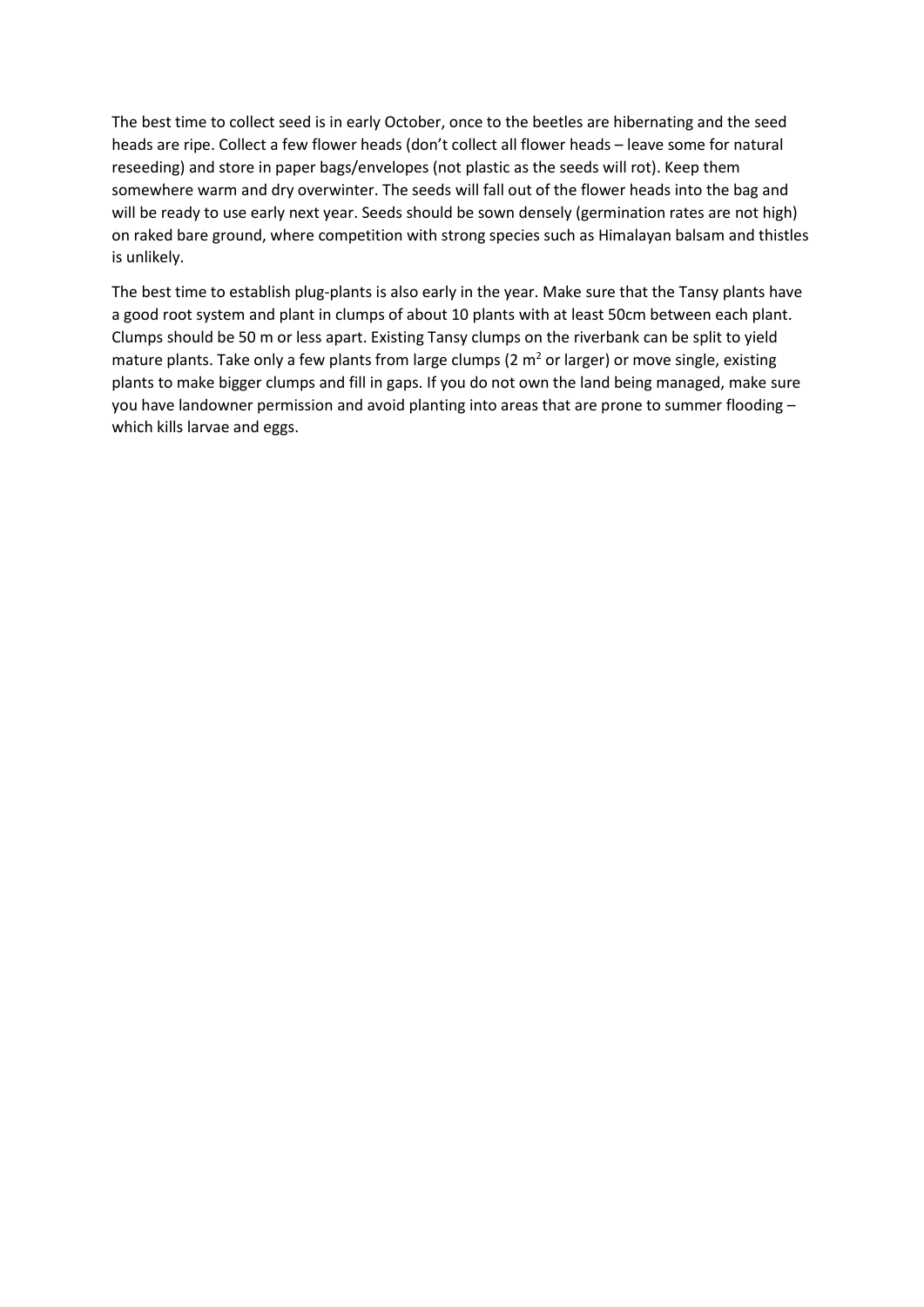The best time to collect seed is in early October, once to the beetles are hibernating and the seed heads are ripe. Collect a few flower heads (don't collect all flower heads – leave some for natural reseeding) and store in paper bags/envelopes (not plastic as the seeds will rot). Keep them somewhere warm and dry overwinter. The seeds will fall out of the flower heads into the bag and will be ready to use early next year. Seeds should be sown densely (germination rates are not high) on raked bare ground, where competition with strong species such as Himalayan balsam and thistles is unlikely.

The best time to establish plug-plants is also early in the year. Make sure that the Tansy plants have a good root system and plant in clumps of about 10 plants with at least 50cm between each plant. Clumps should be 50 m or less apart. Existing Tansy clumps on the riverbank can be split to yield mature plants. Take only a few plants from large clumps (2 $m^2$ or larger) or move single, existing plants to make bigger clumps and fill in gaps. If you do not own the land being managed, make sure you have landowner permission and avoid planting into areas that are prone to summer flooding – which kills larvae and eggs.